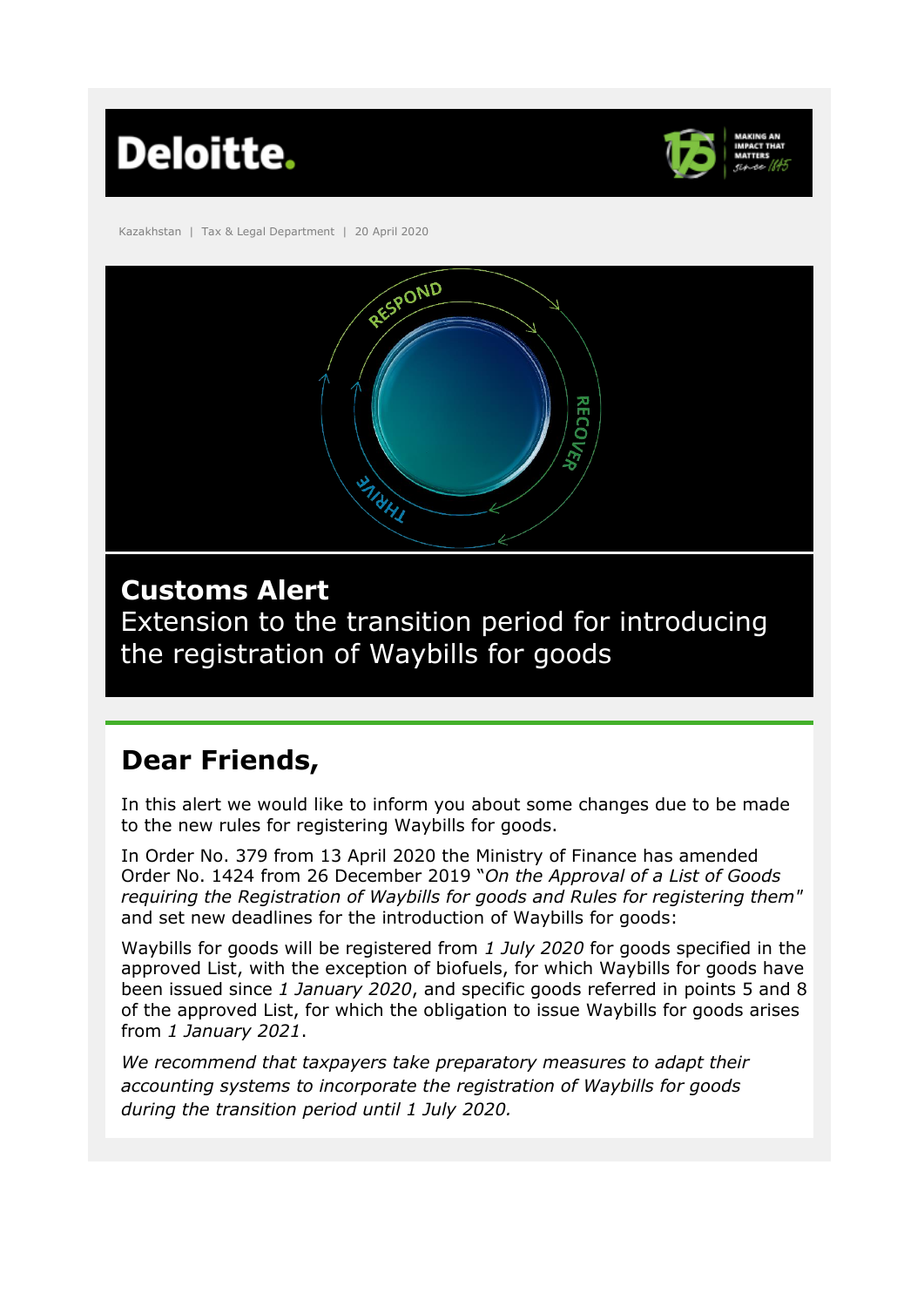Kazakhstan | Tax & Legal Department | 20 April 2020

# Customs Alert

Extension to the transition period for introducing the registration of Waybills for goods

## Dear Friends,

In this alert we would like to inform you about some changes due to be made to the new rules for registering Waybills for goods.

In Order No. 379 from 13 April 2020 the Ministry of Finance has amended Order No. 1424 from 26 December 2019 "*On the Approval of a List of Goods requiring the Registration of Waybills for goods and Rules for registering them*" and set new deadlines for the introduction of Waybills for goods:

Waybills for goods will be registered from *1 July 2020* for goods specified in the approved List, with the exception of biofuels, for which Waybills for goods have been issued since *1 January 2020*, and specific goods referred in points 5 and 8 of the approved List, for which the obligation to issue Waybills for goods arises from *1 January 2021*.

*We recommend that taxpayers take preparatory measures to adapt their accounting systems to incorporate the registration of Waybills for goods during the transition period until 1 July 2020.*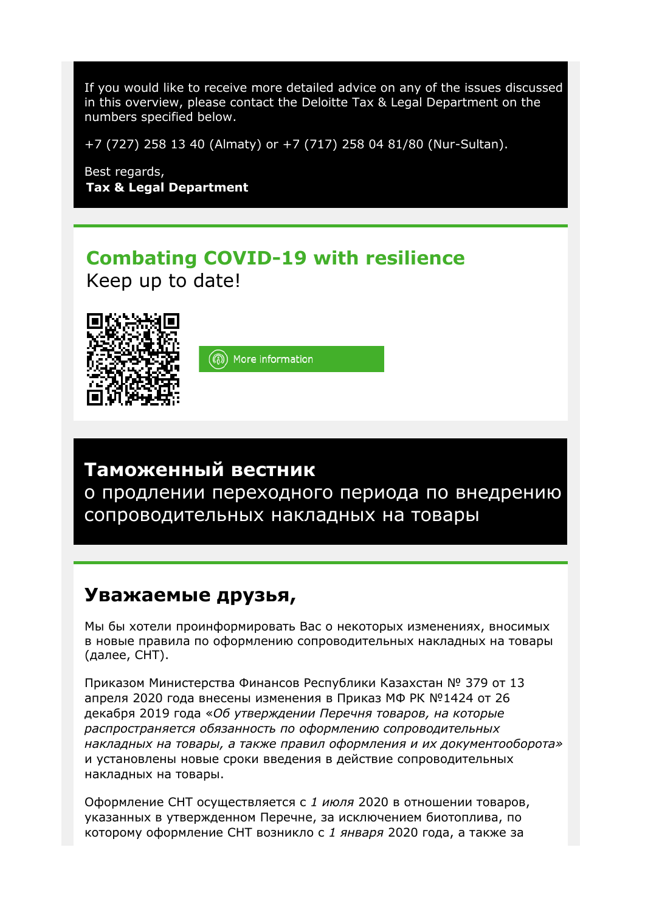If you would like to receive more detailed advice on any of the issues discussed in this overview, please contact the Deloitte Tax & Legal Department on the numbers specified below.

+7 (727) 258 13 40 (Almaty) or +7 (717) 258 04 81/80 (Nur-Sultan).

Best regards,
**Tax & Legal Department**

## Combating COVID-19 with resilience

Keep up to date!

More information

## Таможенный вестник

о продлении переходного периода по внедрению сопроводительных накладных на товары

## Уважаемые друзья,

Мы бы хотели проинформировать Вас о некоторых изменениях, вносимых в новые правила по оформлению сопроводительных накладных на товары (далее, СНТ).

Приказом Министерства Финансов Республики Казахстан № 379 от 13 апреля 2020 года внесены изменения в Приказ МФ РК №1424 от 26 декабря 2019 года *«Об утверждении Перечня товаров, на которые распространяется обязанность по оформлению сопроводительных накладных на товары, а также правил оформления и их документооборота»* и установлены новые сроки введения в действие сопроводительных накладных на товары.

Оформление СНТ осуществляется с *1 июля* 2020 в отношении товаров, указанных в утвержденном Перечне, за исключением биотоплива, по которому оформление СНТ возникло с *1 января* 2020 года, а также за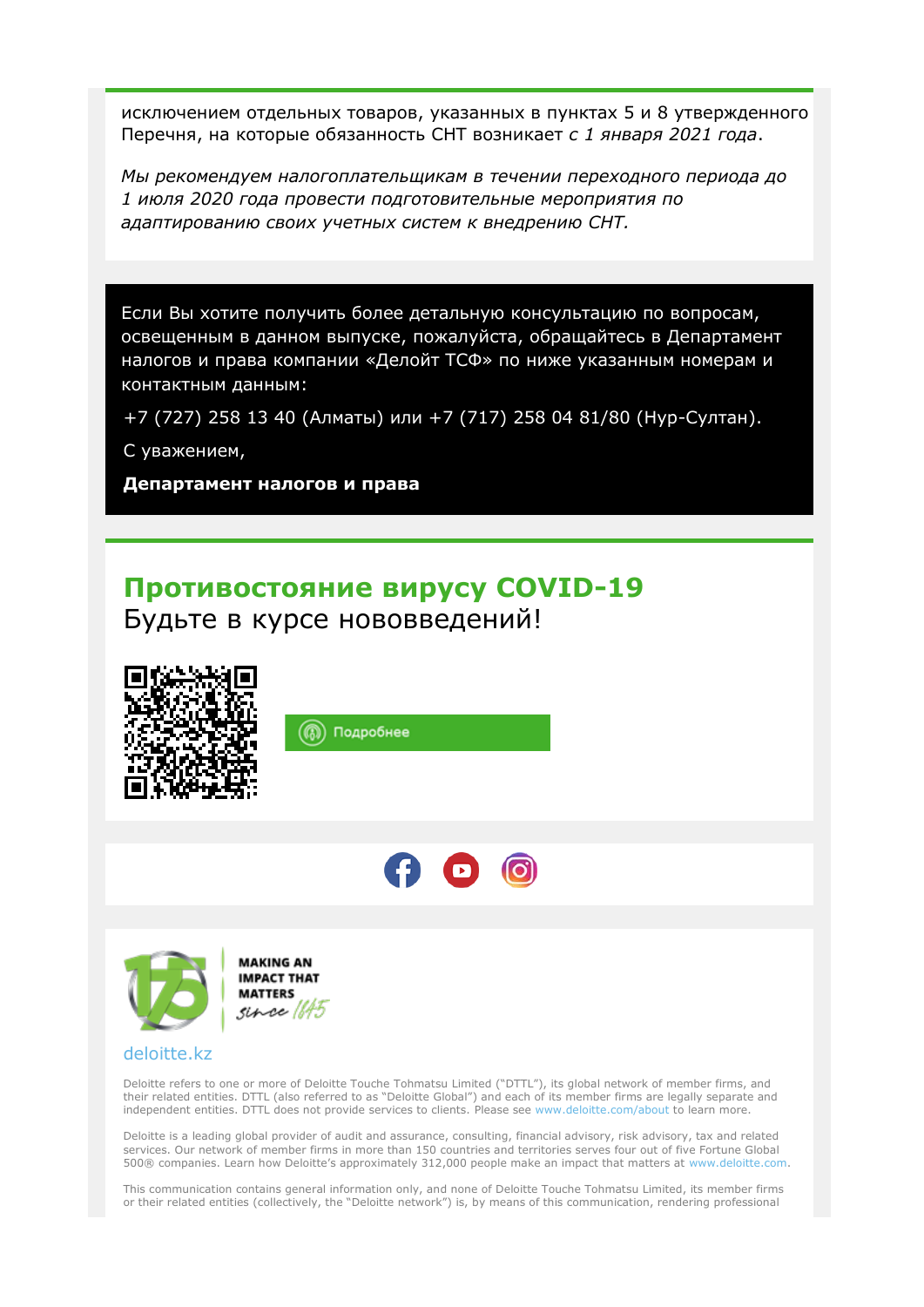исключением отдельных товаров, указанных в пунктах 5 и 8 утвержденного Перечня, на которые обязанность СНТ возникает *с 1 января 2021 года*.

*Мы рекомендуем налогоплательщикам в течении переходного периода до 1 июля 2020 года провести подготовительные мероприятия по адаптированию своих учетных систем к внедрению СНТ.*

Если Вы хотите получить более детальную консультацию по вопросам, освещенным в данном выпуске, пожалуйста, обращайтесь в Департамент налогов и права компании «Делойт ТСФ» по ниже указанным номерам и контактным данным:

+7 (727) 258 13 40 (Алматы) или +7 (717) 258 04 81/80 (Нур-Султан).

С уважением,

**Департамент налогов и права**

## Противостояние вирусу COVID-19

Будьте в курсе нововведений!

Подробнее

MAKING AN IMPACT THAT MATTERS since 1845

deloitte.kz

Deloitte refers to one or more of Deloitte Touche Tohmatsu Limited ("DTTL"), its global network of member firms, and their related entities. DTTL (also referred to as "Deloitte Global") and each of its member firms are legally separate and independent entities. DTTL does not provide services to clients. Please see www.deloitte.com/about to learn more.

Deloitte is a leading global provider of audit and assurance, consulting, financial advisory, risk advisory, tax and related services. Our network of member firms in more than 150 countries and territories serves four out of five Fortune Global 500® companies. Learn how Deloitte's approximately 312,000 people make an impact that matters at www.deloitte.com.

This communication contains general information only, and none of Deloitte Touche Tohmatsu Limited, its member firms or their related entities (collectively, the "Deloitte network") is, by means of this communication, rendering professional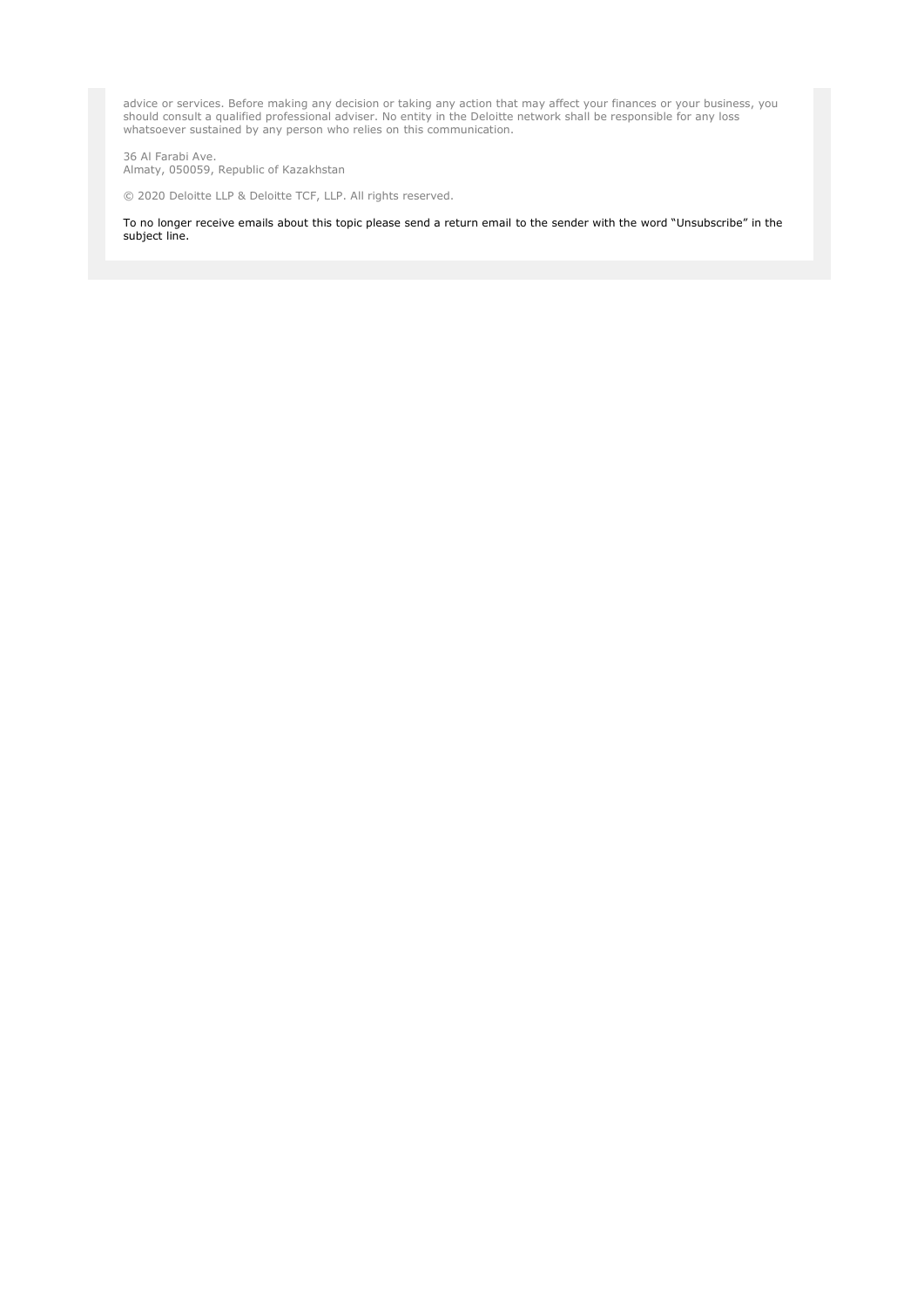advice or services. Before making any decision or taking any action that may affect your finances or your business, you should consult a qualified professional adviser. No entity in the Deloitte network shall be responsible for any loss whatsoever sustained by any person who relies on this communication.

36 Al Farabi Ave.
Almaty, 050059, Republic of Kazakhstan

© 2020 Deloitte LLP & Deloitte TCF, LLP. All rights reserved.

To no longer receive emails about this topic please send a return email to the sender with the word "Unsubscribe" in the subject line.